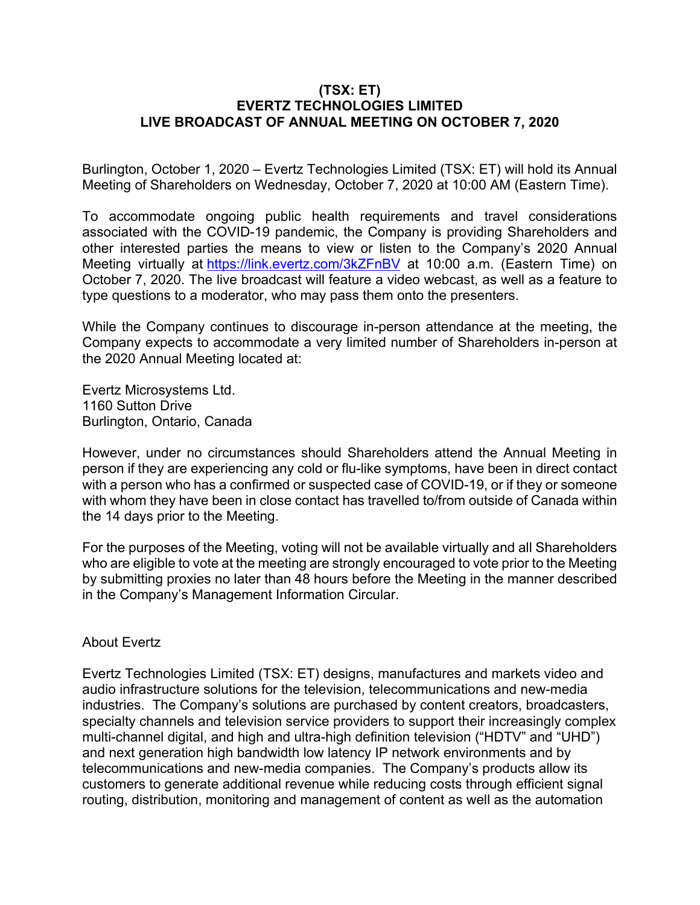**(TSX: ET)**
**EVERTZ TECHNOLOGIES LIMITED**
**LIVE BROADCAST OF ANNUAL MEETING ON OCTOBER 7, 2020**

Burlington, October 1, 2020 – Evertz Technologies Limited (TSX: ET) will hold its Annual Meeting of Shareholders on Wednesday, October 7, 2020 at 10:00 AM (Eastern Time).

To accommodate ongoing public health requirements and travel considerations associated with the COVID-19 pandemic, the Company is providing Shareholders and other interested parties the means to view or listen to the Company's 2020 Annual Meeting virtually at [https://link.evertz.com/3kZFnBV](https://link.evertz.com/3kZFnBV) at 10:00 a.m. (Eastern Time) on October 7, 2020. The live broadcast will feature a video webcast, as well as a feature to type questions to a moderator, who may pass them onto the presenters.

While the Company continues to discourage in-person attendance at the meeting, the Company expects to accommodate a very limited number of Shareholders in-person at the 2020 Annual Meeting located at:

Evertz Microsystems Ltd.
1160 Sutton Drive
Burlington, Ontario, Canada

However, under no circumstances should Shareholders attend the Annual Meeting in person if they are experiencing any cold or flu-like symptoms, have been in direct contact with a person who has a confirmed or suspected case of COVID-19, or if they or someone with whom they have been in close contact has travelled to/from outside of Canada within the 14 days prior to the Meeting.

For the purposes of the Meeting, voting will not be available virtually and all Shareholders who are eligible to vote at the meeting are strongly encouraged to vote prior to the Meeting by submitting proxies no later than 48 hours before the Meeting in the manner described in the Company's Management Information Circular.

About Evertz

Evertz Technologies Limited (TSX: ET) designs, manufactures and markets video and audio infrastructure solutions for the television, telecommunications and new-media industries. The Company's solutions are purchased by content creators, broadcasters, specialty channels and television service providers to support their increasingly complex multi-channel digital, and high and ultra-high definition television ("HDTV" and "UHD") and next generation high bandwidth low latency IP network environments and by telecommunications and new-media companies. The Company's products allow its customers to generate additional revenue while reducing costs through efficient signal routing, distribution, monitoring and management of content as well as the automation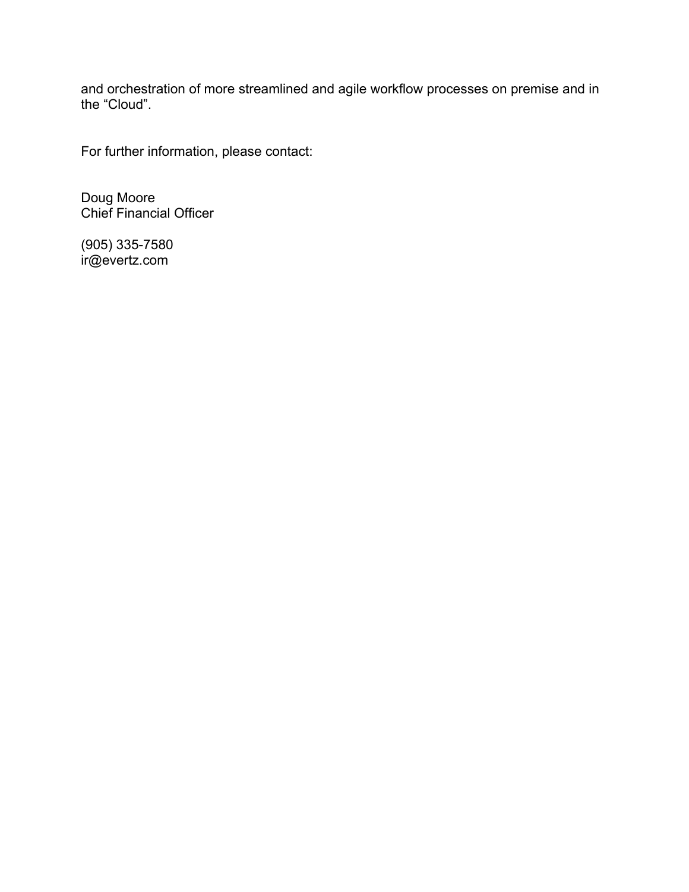and orchestration of more streamlined and agile workflow processes on premise and in the “Cloud”.

For further information, please contact:

Doug Moore
Chief Financial Officer

(905) 335-7580
ir@evertz.com